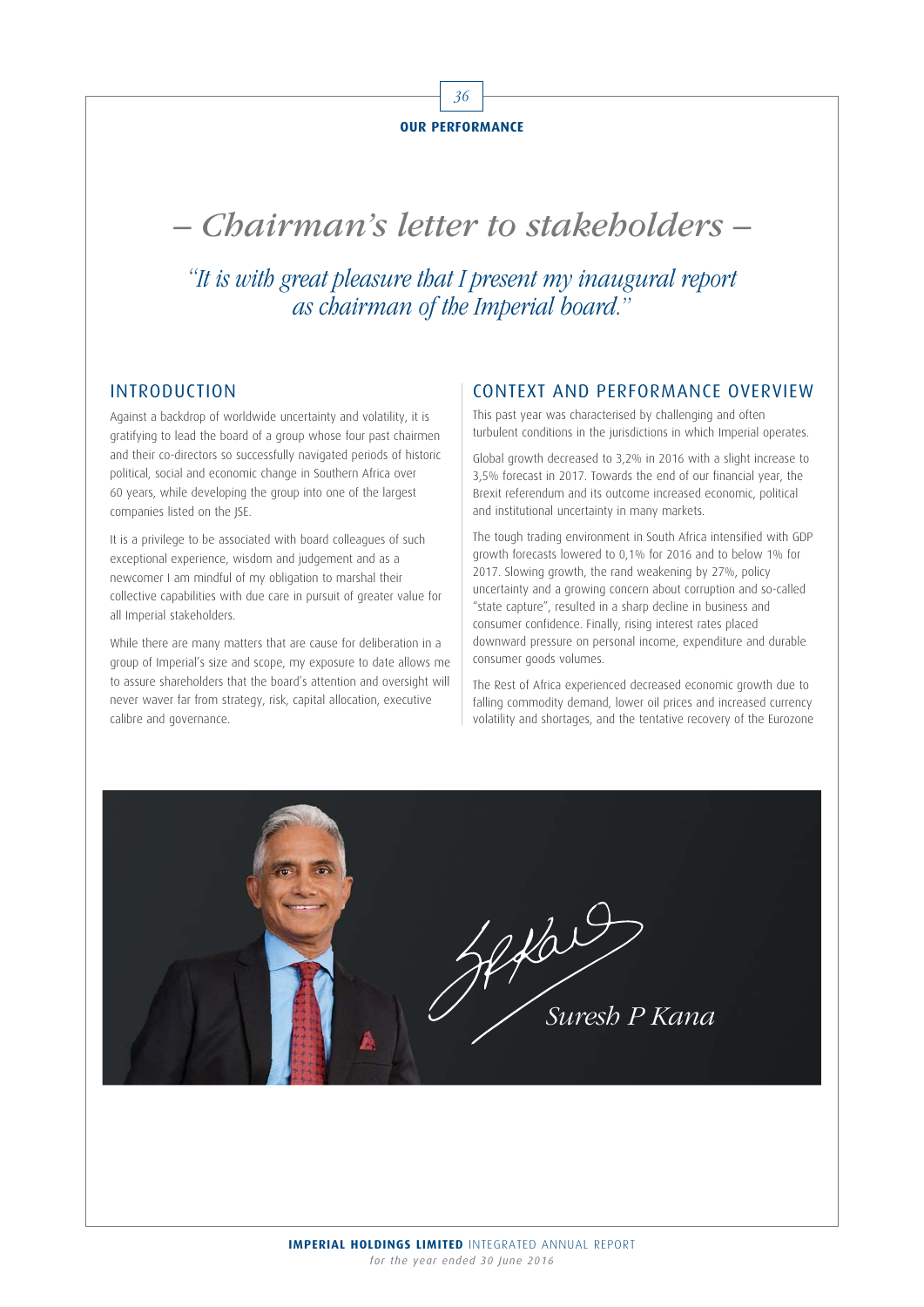# – Chairman's letter to stakeholders –

*"It is with great pleasure that I present my inaugural report as chairman of the Imperial board."*

## INTRODUCTION

Against a backdrop of worldwide uncertainty and volatility, it is gratifying to lead the board of a group whose four past chairmen and their co-directors so successfully navigated periods of historic political, social and economic change in Southern Africa over 60 years, while developing the group into one of the largest companies listed on the JSE.

It is a privilege to be associated with board colleagues of such exceptional experience, wisdom and judgement and as a newcomer I am mindful of my obligation to marshal their collective capabilities with due care in pursuit of greater value for all Imperial stakeholders.

While there are many matters that are cause for deliberation in a group of Imperial's size and scope, my exposure to date allows me to assure shareholders that the board's attention and oversight will never waver far from strategy, risk, capital allocation, executive calibre and governance.

## CONTEXT AND PERFORMANCE OVERVIEW

This past year was characterised by challenging and often turbulent conditions in the jurisdictions in which Imperial operates.

Global growth decreased to 3,2% in 2016 with a slight increase to 3,5% forecast in 2017. Towards the end of our financial year, the Brexit referendum and its outcome increased economic, political and institutional uncertainty in many markets.

The tough trading environment in South Africa intensified with GDP growth forecasts lowered to 0,1% for 2016 and to below 1% for 2017. Slowing growth, the rand weakening by 27%, policy uncertainty and a growing concern about corruption and so-called "state capture", resulted in a sharp decline in business and consumer confidence. Finally, rising interest rates placed downward pressure on personal income, expenditure and durable consumer goods volumes.

The Rest of Africa experienced decreased economic growth due to falling commodity demand, lower oil prices and increased currency volatility and shortages, and the tentative recovery of the Eurozone

*Suresh P Kana*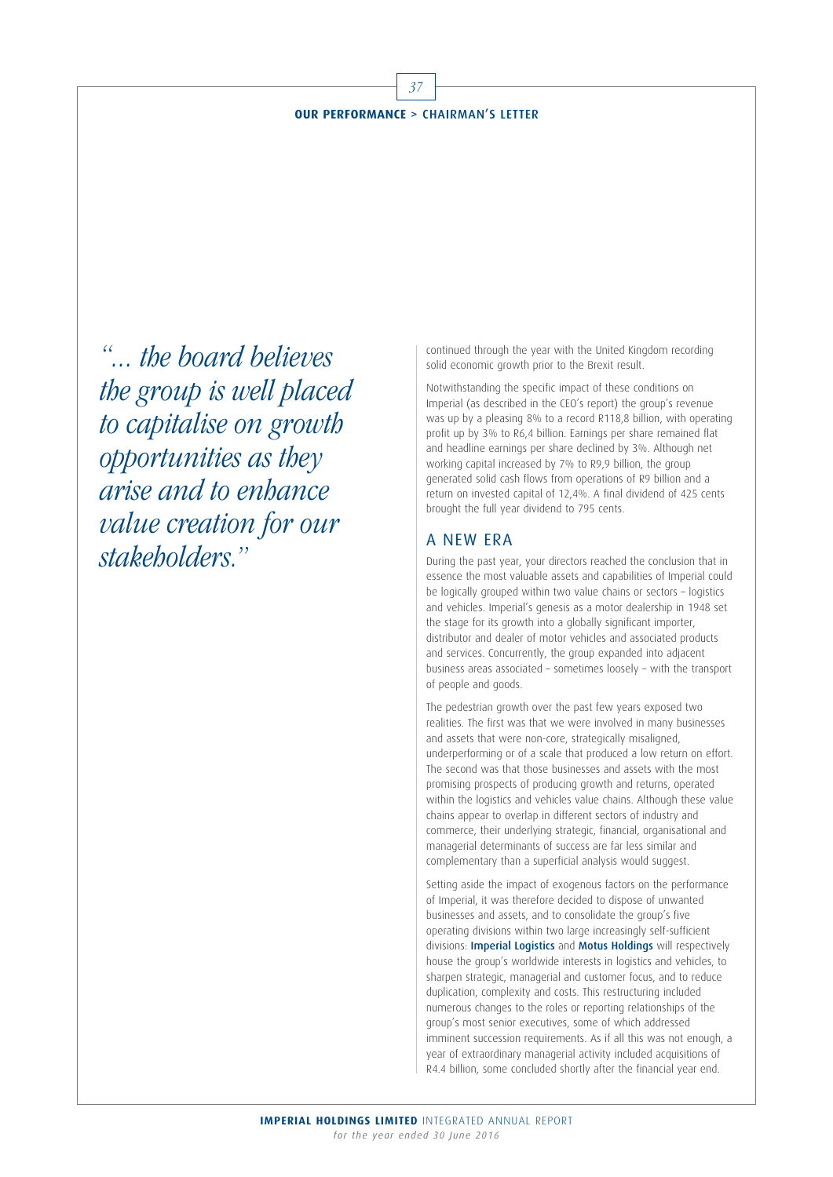*"... the board believes the group is well placed to capitalise on growth opportunities as they arise and to enhance value creation for our stakeholders."*

continued through the year with the United Kingdom recording solid economic growth prior to the Brexit result.

Notwithstanding the specific impact of these conditions on Imperial (as described in the CEO's report) the group's revenue was up by a pleasing 8% to a record R118,8 billion, with operating profit up by 3% to R6,4 billion. Earnings per share remained flat and headline earnings per share declined by 3%. Although net working capital increased by 7% to R9,9 billion, the group generated solid cash flows from operations of R9 billion and a return on invested capital of 12,4%. A final dividend of 425 cents brought the full year dividend to 795 cents.

## A NEW ERA

During the past year, your directors reached the conclusion that in essence the most valuable assets and capabilities of Imperial could be logically grouped within two value chains or sectors – logistics and vehicles. Imperial's genesis as a motor dealership in 1948 set the stage for its growth into a globally significant importer, distributor and dealer of motor vehicles and associated products and services. Concurrently, the group expanded into adjacent business areas associated – sometimes loosely – with the transport of people and goods.

The pedestrian growth over the past few years exposed two realities. The first was that we were involved in many businesses and assets that were non-core, strategically misaligned, underperforming or of a scale that produced a low return on effort. The second was that those businesses and assets with the most promising prospects of producing growth and returns, operated within the logistics and vehicles value chains. Although these value chains appear to overlap in different sectors of industry and commerce, their underlying strategic, financial, organisational and managerial determinants of success are far less similar and complementary than a superficial analysis would suggest.

Setting aside the impact of exogenous factors on the performance of Imperial, it was therefore decided to dispose of unwanted businesses and assets, and to consolidate the group's five operating divisions within two large increasingly self-sufficient divisions: **Imperial Logistics** and **Motus Holdings** will respectively house the group's worldwide interests in logistics and vehicles, to sharpen strategic, managerial and customer focus, and to reduce duplication, complexity and costs. This restructuring included numerous changes to the roles or reporting relationships of the group's most senior executives, some of which addressed imminent succession requirements. As if all this was not enough, a year of extraordinary managerial activity included acquisitions of R4.4 billion, some concluded shortly after the financial year end.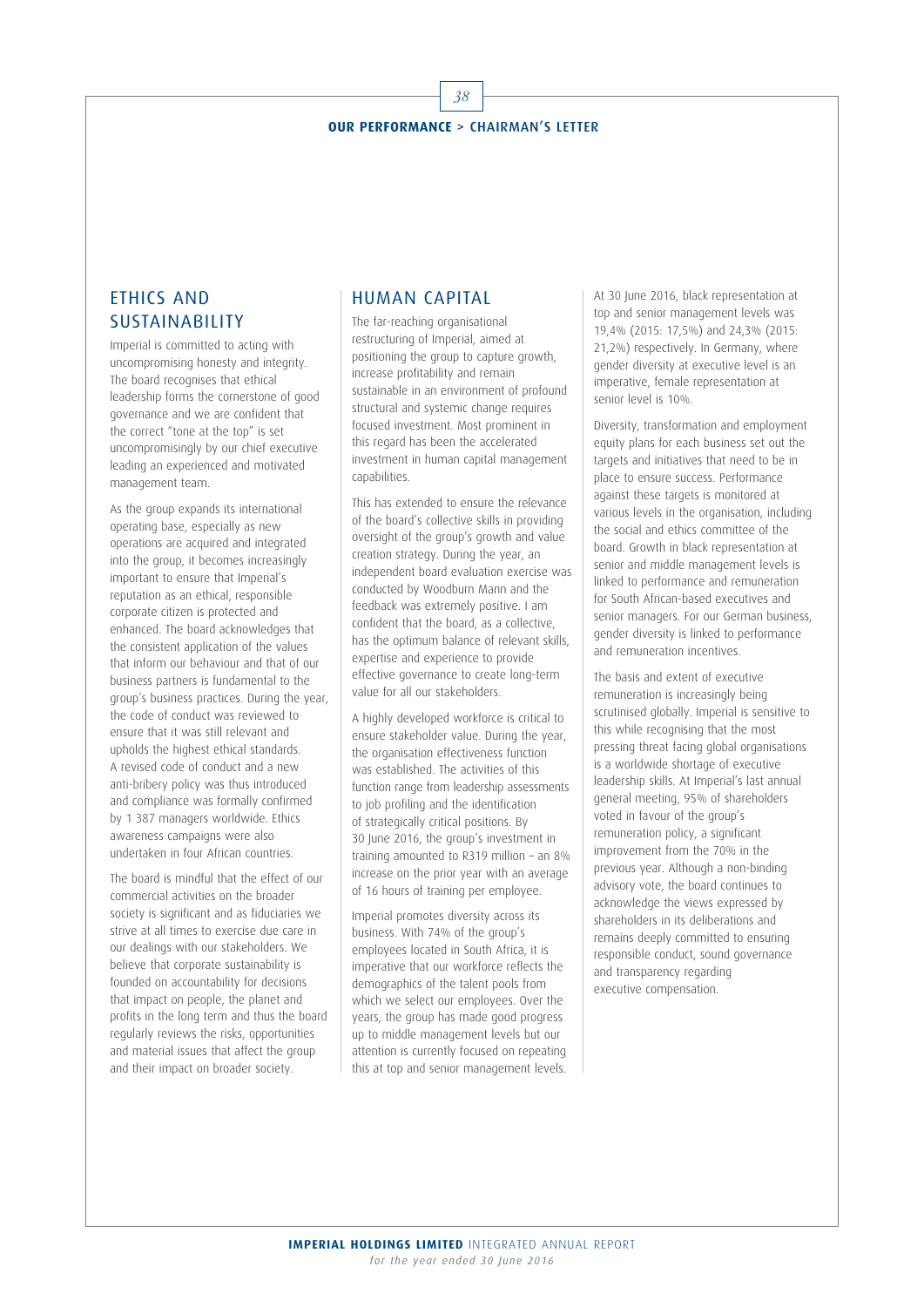## ETHICS AND SUSTAINABILITY

Imperial is committed to acting with uncompromising honesty and integrity. The board recognises that ethical leadership forms the cornerstone of good governance and we are confident that the correct "tone at the top" is set uncompromisingly by our chief executive leading an experienced and motivated management team.

As the group expands its international operating base, especially as new operations are acquired and integrated into the group, it becomes increasingly important to ensure that Imperial's reputation as an ethical, responsible corporate citizen is protected and enhanced. The board acknowledges that the consistent application of the values that inform our behaviour and that of our business partners is fundamental to the group's business practices. During the year, the code of conduct was reviewed to ensure that it was still relevant and upholds the highest ethical standards. A revised code of conduct and a new anti-bribery policy was thus introduced and compliance was formally confirmed by 1 387 managers worldwide. Ethics awareness campaigns were also undertaken in four African countries.

The board is mindful that the effect of our commercial activities on the broader society is significant and as fiduciaries we strive at all times to exercise due care in our dealings with our stakeholders. We believe that corporate sustainability is founded on accountability for decisions that impact on people, the planet and profits in the long term and thus the board regularly reviews the risks, opportunities and material issues that affect the group and their impact on broader society.

## HUMAN CAPITAL

The far-reaching organisational restructuring of Imperial, aimed at positioning the group to capture growth, increase profitability and remain sustainable in an environment of profound structural and systemic change requires focused investment. Most prominent in this regard has been the accelerated investment in human capital management capabilities.

This has extended to ensure the relevance of the board's collective skills in providing oversight of the group's growth and value creation strategy. During the year, an independent board evaluation exercise was conducted by Woodburn Mann and the feedback was extremely positive. I am confident that the board, as a collective, has the optimum balance of relevant skills, expertise and experience to provide effective governance to create long-term value for all our stakeholders.

A highly developed workforce is critical to ensure stakeholder value. During the year, the organisation effectiveness function was established. The activities of this function range from leadership assessments to job profiling and the identification of strategically critical positions. By 30 June 2016, the group's investment in training amounted to R319 million – an 8% increase on the prior year with an average of 16 hours of training per employee.

Imperial promotes diversity across its business. With 74% of the group's employees located in South Africa, it is imperative that our workforce reflects the demographics of the talent pools from which we select our employees. Over the years, the group has made good progress up to middle management levels but our attention is currently focused on repeating this at top and senior management levels.

At 30 June 2016, black representation at top and senior management levels was 19,4% (2015: 17,5%) and 24,3% (2015: 21,2%) respectively. In Germany, where gender diversity at executive level is an imperative, female representation at senior level is 10%.

Diversity, transformation and employment equity plans for each business set out the targets and initiatives that need to be in place to ensure success. Performance against these targets is monitored at various levels in the organisation, including the social and ethics committee of the board. Growth in black representation at senior and middle management levels is linked to performance and remuneration for South African-based executives and senior managers. For our German business, gender diversity is linked to performance and remuneration incentives.

The basis and extent of executive remuneration is increasingly being scrutinised globally. Imperial is sensitive to this while recognising that the most pressing threat facing global organisations is a worldwide shortage of executive leadership skills. At Imperial's last annual general meeting, 95% of shareholders voted in favour of the group's remuneration policy, a significant improvement from the 70% in the previous year. Although a non-binding advisory vote, the board continues to acknowledge the views expressed by shareholders in its deliberations and remains deeply committed to ensuring responsible conduct, sound governance and transparency regarding executive compensation.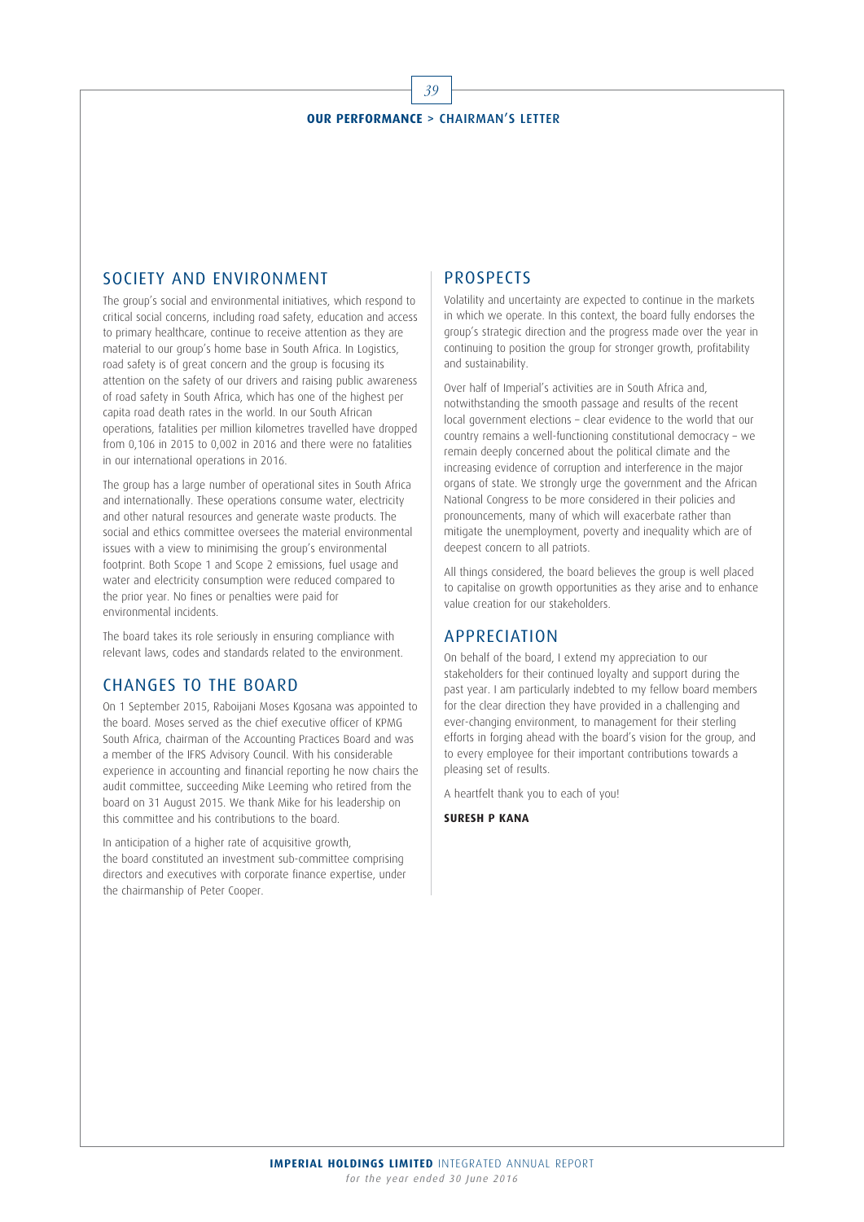## SOCIETY AND ENVIRONMENT

The group's social and environmental initiatives, which respond to critical social concerns, including road safety, education and access to primary healthcare, continue to receive attention as they are material to our group's home base in South Africa. In Logistics, road safety is of great concern and the group is focusing its attention on the safety of our drivers and raising public awareness of road safety in South Africa, which has one of the highest per capita road death rates in the world. In our South African operations, fatalities per million kilometres travelled have dropped from 0,106 in 2015 to 0,002 in 2016 and there were no fatalities in our international operations in 2016.

The group has a large number of operational sites in South Africa and internationally. These operations consume water, electricity and other natural resources and generate waste products. The social and ethics committee oversees the material environmental issues with a view to minimising the group's environmental footprint. Both Scope 1 and Scope 2 emissions, fuel usage and water and electricity consumption were reduced compared to the prior year. No fines or penalties were paid for environmental incidents.

The board takes its role seriously in ensuring compliance with relevant laws, codes and standards related to the environment.

## CHANGES TO THE BOARD

On 1 September 2015, Raboijani Moses Kgosana was appointed to the board. Moses served as the chief executive officer of KPMG South Africa, chairman of the Accounting Practices Board and was a member of the IFRS Advisory Council. With his considerable experience in accounting and financial reporting he now chairs the audit committee, succeeding Mike Leeming who retired from the board on 31 August 2015. We thank Mike for his leadership on this committee and his contributions to the board.

In anticipation of a higher rate of acquisitive growth, the board constituted an investment sub-committee comprising directors and executives with corporate finance expertise, under the chairmanship of Peter Cooper.

## PROSPECTS

Volatility and uncertainty are expected to continue in the markets in which we operate. In this context, the board fully endorses the group's strategic direction and the progress made over the year in continuing to position the group for stronger growth, profitability and sustainability.

Over half of Imperial's activities are in South Africa and, notwithstanding the smooth passage and results of the recent local government elections – clear evidence to the world that our country remains a well-functioning constitutional democracy – we remain deeply concerned about the political climate and the increasing evidence of corruption and interference in the major organs of state. We strongly urge the government and the African National Congress to be more considered in their policies and pronouncements, many of which will exacerbate rather than mitigate the unemployment, poverty and inequality which are of deepest concern to all patriots.

All things considered, the board believes the group is well placed to capitalise on growth opportunities as they arise and to enhance value creation for our stakeholders.

## APPRECIATION

On behalf of the board, I extend my appreciation to our stakeholders for their continued loyalty and support during the past year. I am particularly indebted to my fellow board members for the clear direction they have provided in a challenging and ever-changing environment, to management for their sterling efforts in forging ahead with the board's vision for the group, and to every employee for their important contributions towards a pleasing set of results.

A heartfelt thank you to each of you!

**SURESH P KANA**